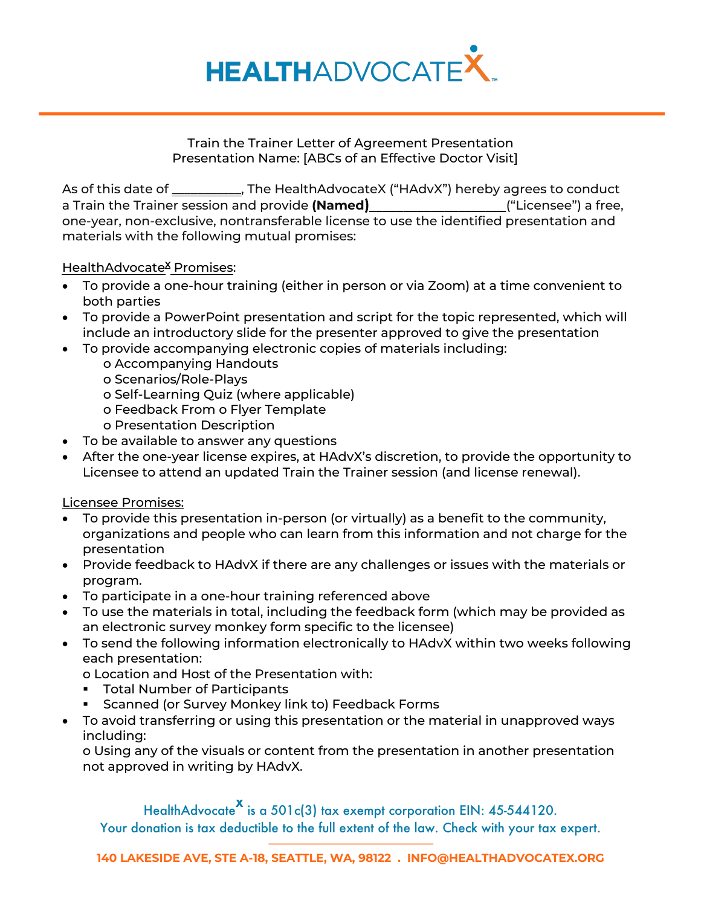# HEALTHADVOCATEX

Train the Trainer Letter of Agreement Presentation
Presentation Name: [ABCs of an Effective Doctor Visit]

As of this date of __________, The HealthAdvocateX ("HAdvX") hereby agrees to conduct a Train the Trainer session and provide **(Named)**___________________("Licensee") a free, one-year, non-exclusive, nontransferable license to use the identified presentation and materials with the following mutual promises:

HealthAdvocate[X] Promises:

- To provide a one-hour training (either in person or via Zoom) at a time convenient to both parties
- To provide a PowerPoint presentation and script for the topic represented, which will include an introductory slide for the presenter approved to give the presentation
- To provide accompanying electronic copies of materials including:
  - Accompanying Handouts
  - Scenarios/Role-Plays
  - Self-Learning Quiz (where applicable)
  - Feedback From o Flyer Template
  - Presentation Description
- To be available to answer any questions
- After the one-year license expires, at HAdvX's discretion, to provide the opportunity to Licensee to attend an updated Train the Trainer session (and license renewal).

Licensee Promises:

- To provide this presentation in-person (or virtually) as a benefit to the community, organizations and people who can learn from this information and not charge for the presentation
- Provide feedback to HAdvX if there are any challenges or issues with the materials or program.
- To participate in a one-hour training referenced above
- To use the materials in total, including the feedback form (which may be provided as an electronic survey monkey form specific to the licensee)
- To send the following information electronically to HAdvX within two weeks following each presentation:
  - Location and Host of the Presentation with:
    - Total Number of Participants
    - Scanned (or Survey Monkey link to) Feedback Forms
- To avoid transferring or using this presentation or the material in unapproved ways including:
  - Using any of the visuals or content from the presentation in another presentation not approved in writing by HAdvX.

HealthAdvocate[X] is a 501c(3) tax exempt corporation EIN: 45-544120.
Your donation is tax deductible to the full extent of the law. Check with your tax expert.

140 LAKESIDE AVE, STE A-18, SEATTLE, WA, 98122 . INFO@HEALTHADVOCATEX.ORG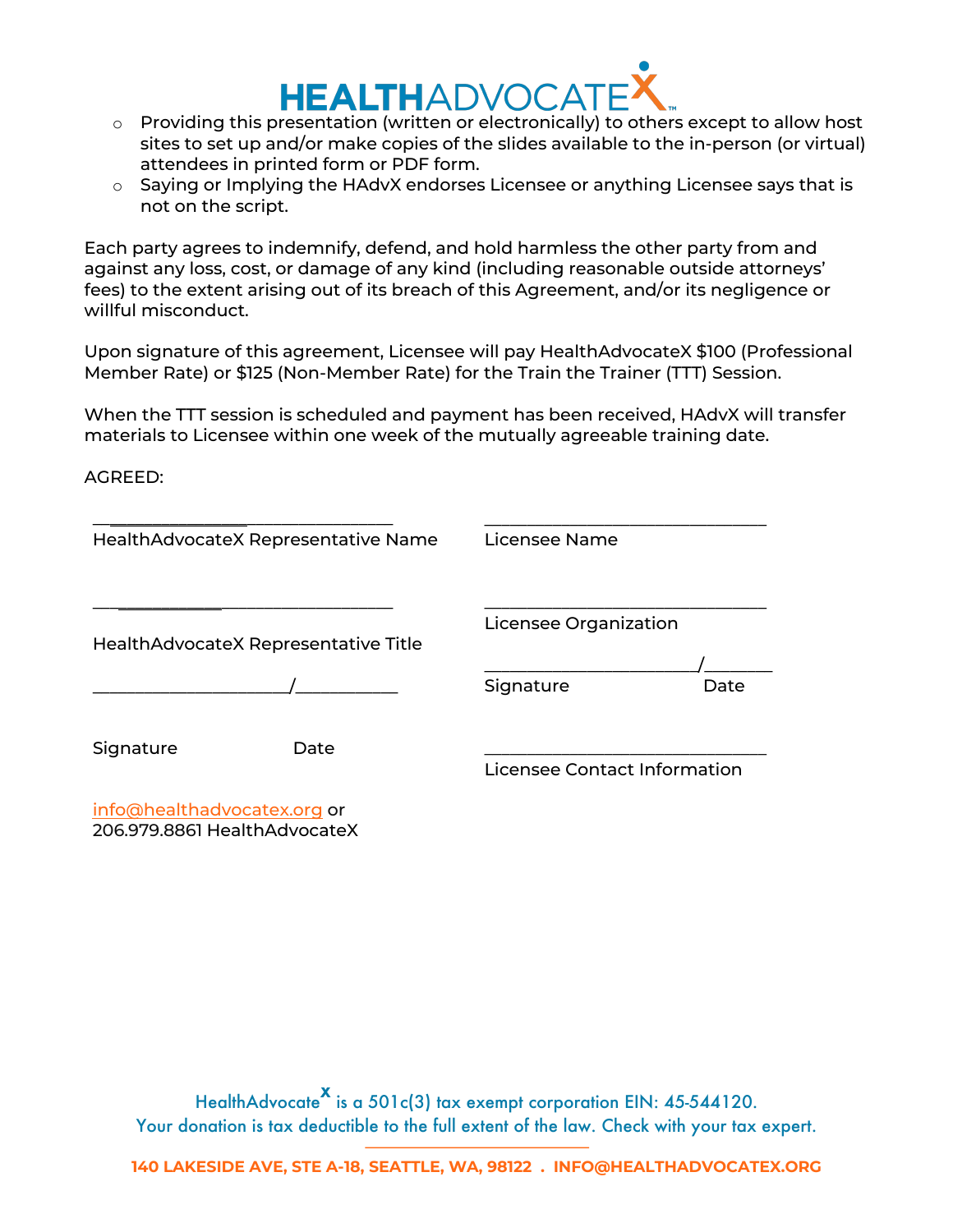- Providing this presentation (written or electronically) to others except to allow host sites to set up and/or make copies of the slides available to the in-person (or virtual) attendees in printed form or PDF form.
- Saying or Implying the HAdvX endorses Licensee or anything Licensee says that is not on the script.

Each party agrees to indemnify, defend, and hold harmless the other party from and against any loss, cost, or damage of any kind (including reasonable outside attorneys' fees) to the extent arising out of its breach of this Agreement, and/or its negligence or willful misconduct.

Upon signature of this agreement, Licensee will pay HealthAdvocateX $100 (Professional Member Rate) or $125 (Non-Member Rate) for the Train the Trainer (TTT) Session.

When the TTT session is scheduled and payment has been received, HAdvX will transfer materials to Licensee within one week of the mutually agreeable training date.

AGREED:

_________________________________
HealthAdvocateX Representative Name

_________________________________
HealthAdvocateX Representative Title

______________________/___________
Signature Date

_________________________________
Licensee Name

_________________________________
Licensee Organization

______________________/________
Signature Date

_________________________________
Licensee Contact Information

info@healthadvocatex.org or
206.979.8861 HealthAdvocateX

HealthAdvocate[x] is a 501c(3) tax exempt corporation EIN: 45-544120.
Your donation is tax deductible to the full extent of the law. Check with your tax expert.

140 LAKESIDE AVE, STE A-18, SEATTLE, WA, 98122 . INFO@HEALTHADVOCATEX.ORG